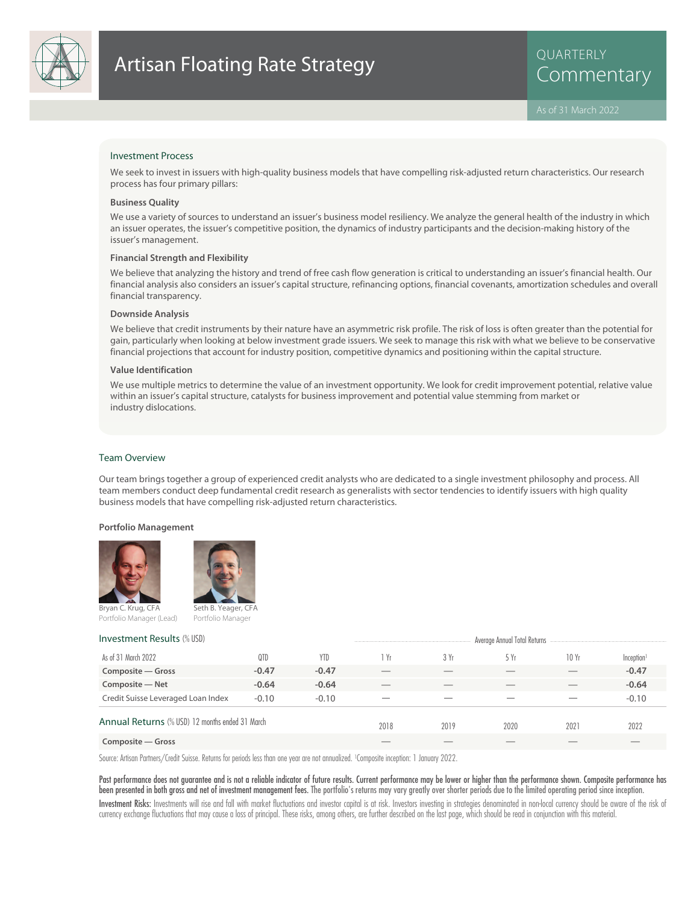# Artisan Floating Rate Strategy

QUARTERLY Commentary

As of 31 March 2022

## Investment Process

We seek to invest in issuers with high-quality business models that have compelling risk-adjusted return characteristics. Our research process has four primary pillars:

### Business Quality

We use a variety of sources to understand an issuer's business model resiliency. We analyze the general health of the industry in which an issuer operates, the issuer's competitive position, the dynamics of industry participants and the decision-making history of the issuer's management.

### Financial Strength and Flexibility

We believe that analyzing the history and trend of free cash flow generation is critical to understanding an issuer's financial health. Our financial analysis also considers an issuer's capital structure, refinancing options, financial covenants, amortization schedules and overall financial transparency.

### Downside Analysis

We believe that credit instruments by their nature have an asymmetric risk profile. The risk of loss is often greater than the potential for gain, particularly when looking at below investment grade issuers. We seek to manage this risk with what we believe to be conservative financial projections that account for industry position, competitive dynamics and positioning within the capital structure.

### Value Identification

We use multiple metrics to determine the value of an investment opportunity. We look for credit improvement potential, relative value within an issuer's capital structure, catalysts for business improvement and potential value stemming from market or industry dislocations.

## Team Overview

Our team brings together a group of experienced credit analysts who are dedicated to a single investment philosophy and process. All team members conduct deep fundamental credit research as generalists with sector tendencies to identify issuers with high quality business models that have compelling risk-adjusted return characteristics.

### Portfolio Management

Bryan C. Krug, CFA
Portfolio Manager (Lead)

Seth B. Yeager, CFA
Portfolio Manager

## Investment Results (% USD)

| As of 31 March 2022 | QTD | YTD | Average Annual Total Returns 1 Yr | 3 Yr | 5 Yr | 10 Yr | Inception[1] |
|---|---|---|---|---|---|---|---|
| **Composite — Gross** | **-0.47** | **-0.47** | — | — | — | — | **-0.47** |
| **Composite — Net** | **-0.64** | **-0.64** | — | — | — | — | **-0.64** |
| Credit Suisse Leveraged Loan Index | -0.10 | -0.10 | — | — | — | — | -0.10 |

## Annual Returns (% USD) 12 months ended 31 March

| | 2018 | 2019 | 2020 | 2021 | 2022 |
|---|---|---|---|---|---|
| **Composite — Gross** | — | — | — | — | — |

Source: Artisan Partners/Credit Suisse. Returns for periods less than one year are not annualized. [1]Composite inception: 1 January 2022.

**Past performance does not guarantee and is not a reliable indicator of future results. Current performance may be lower or higher than the performance shown. Composite performance has been presented in both gross and net of investment management fees.** The portfolio's returns may vary greatly over shorter periods due to the limited operating period since inception.

**Investment Risks:** Investments will rise and fall with market fluctuations and investor capital is at risk. Investors investing in strategies denominated in non-local currency should be aware of the risk of currency exchange fluctuations that may cause a loss of principal. These risks, among others, are further described on the last page, which should be read in conjunction with this material.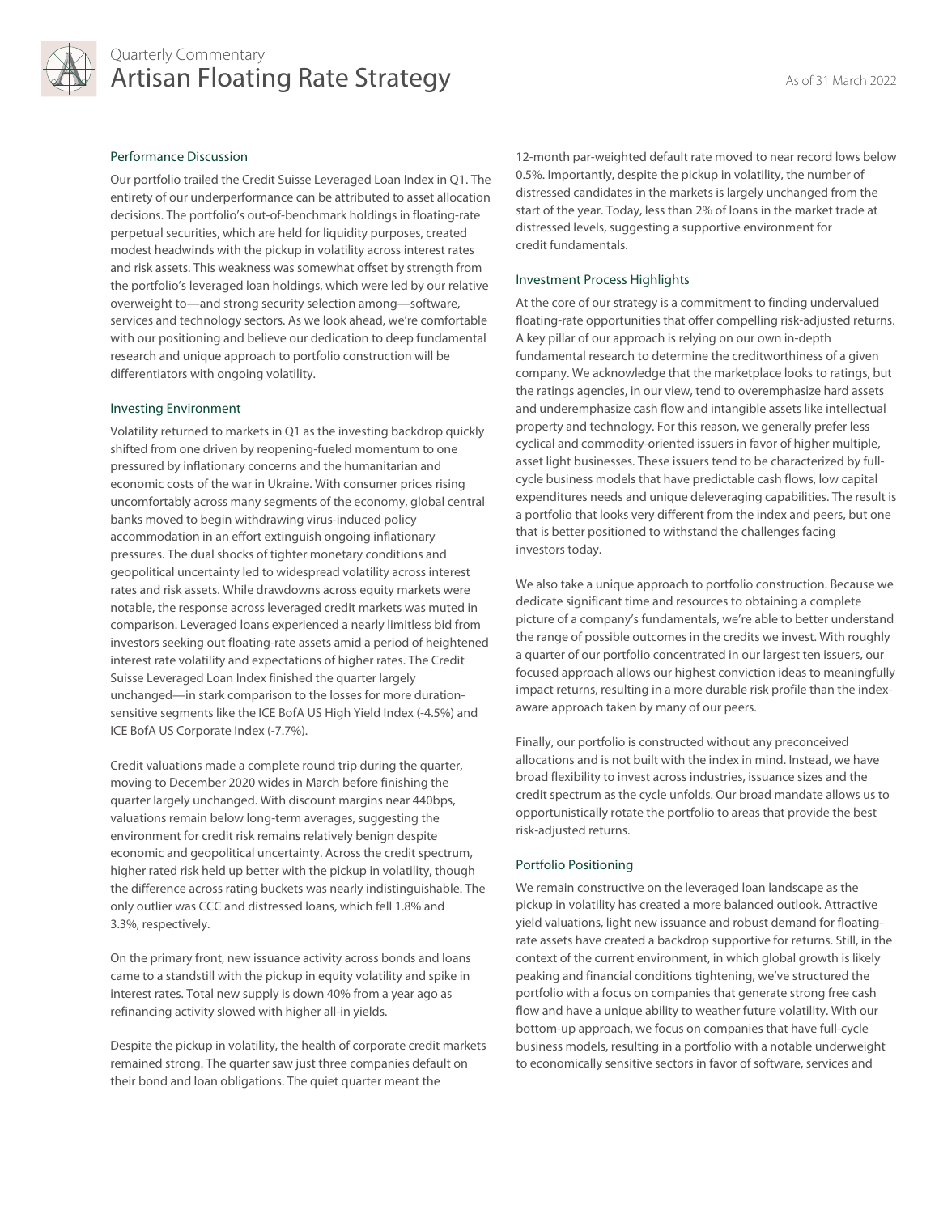# Quarterly Commentary
## Artisan Floating Rate Strategy

As of 31 March 2022

### Performance Discussion

Our portfolio trailed the Credit Suisse Leveraged Loan Index in Q1. The entirety of our underperformance can be attributed to asset allocation decisions. The portfolio's out-of-benchmark holdings in floating-rate perpetual securities, which are held for liquidity purposes, created modest headwinds with the pickup in volatility across interest rates and risk assets. This weakness was somewhat offset by strength from the portfolio's leveraged loan holdings, which were led by our relative overweight to—and strong security selection among—software, services and technology sectors. As we look ahead, we're comfortable with our positioning and believe our dedication to deep fundamental research and unique approach to portfolio construction will be differentiators with ongoing volatility.

### Investing Environment

Volatility returned to markets in Q1 as the investing backdrop quickly shifted from one driven by reopening-fueled momentum to one pressured by inflationary concerns and the humanitarian and economic costs of the war in Ukraine. With consumer prices rising uncomfortably across many segments of the economy, global central banks moved to begin withdrawing virus-induced policy accommodation in an effort extinguish ongoing inflationary pressures. The dual shocks of tighter monetary conditions and geopolitical uncertainty led to widespread volatility across interest rates and risk assets. While drawdowns across equity markets were notable, the response across leveraged credit markets was muted in comparison. Leveraged loans experienced a nearly limitless bid from investors seeking out floating-rate assets amid a period of heightened interest rate volatility and expectations of higher rates. The Credit Suisse Leveraged Loan Index finished the quarter largely unchanged—in stark comparison to the losses for more duration-sensitive segments like the ICE BofA US High Yield Index (-4.5%) and ICE BofA US Corporate Index (-7.7%).

Credit valuations made a complete round trip during the quarter, moving to December 2020 wides in March before finishing the quarter largely unchanged. With discount margins near 440bps, valuations remain below long-term averages, suggesting the environment for credit risk remains relatively benign despite economic and geopolitical uncertainty. Across the credit spectrum, higher rated risk held up better with the pickup in volatility, though the difference across rating buckets was nearly indistinguishable. The only outlier was CCC and distressed loans, which fell 1.8% and 3.3%, respectively.

On the primary front, new issuance activity across bonds and loans came to a standstill with the pickup in equity volatility and spike in interest rates. Total new supply is down 40% from a year ago as refinancing activity slowed with higher all-in yields.

Despite the pickup in volatility, the health of corporate credit markets remained strong. The quarter saw just three companies default on their bond and loan obligations. The quiet quarter meant the 12-month par-weighted default rate moved to near record lows below 0.5%. Importantly, despite the pickup in volatility, the number of distressed candidates in the markets is largely unchanged from the start of the year. Today, less than 2% of loans in the market trade at distressed levels, suggesting a supportive environment for credit fundamentals.

### Investment Process Highlights

At the core of our strategy is a commitment to finding undervalued floating-rate opportunities that offer compelling risk-adjusted returns. A key pillar of our approach is relying on our own in-depth fundamental research to determine the creditworthiness of a given company. We acknowledge that the marketplace looks to ratings, but the ratings agencies, in our view, tend to overemphasize hard assets and underemphasize cash flow and intangible assets like intellectual property and technology. For this reason, we generally prefer less cyclical and commodity-oriented issuers in favor of higher multiple, asset light businesses. These issuers tend to be characterized by full-cycle business models that have predictable cash flows, low capital expenditures needs and unique deleveraging capabilities. The result is a portfolio that looks very different from the index and peers, but one that is better positioned to withstand the challenges facing investors today.

We also take a unique approach to portfolio construction. Because we dedicate significant time and resources to obtaining a complete picture of a company's fundamentals, we're able to better understand the range of possible outcomes in the credits we invest. With roughly a quarter of our portfolio concentrated in our largest ten issuers, our focused approach allows our highest conviction ideas to meaningfully impact returns, resulting in a more durable risk profile than the index-aware approach taken by many of our peers.

Finally, our portfolio is constructed without any preconceived allocations and is not built with the index in mind. Instead, we have broad flexibility to invest across industries, issuance sizes and the credit spectrum as the cycle unfolds. Our broad mandate allows us to opportunistically rotate the portfolio to areas that provide the best risk-adjusted returns.

### Portfolio Positioning

We remain constructive on the leveraged loan landscape as the pickup in volatility has created a more balanced outlook. Attractive yield valuations, light new issuance and robust demand for floating-rate assets have created a backdrop supportive for returns. Still, in the context of the current environment, in which global growth is likely peaking and financial conditions tightening, we've structured the portfolio with a focus on companies that generate strong free cash flow and have a unique ability to weather future volatility. With our bottom-up approach, we focus on companies that have full-cycle business models, resulting in a portfolio with a notable underweight to economically sensitive sectors in favor of software, services and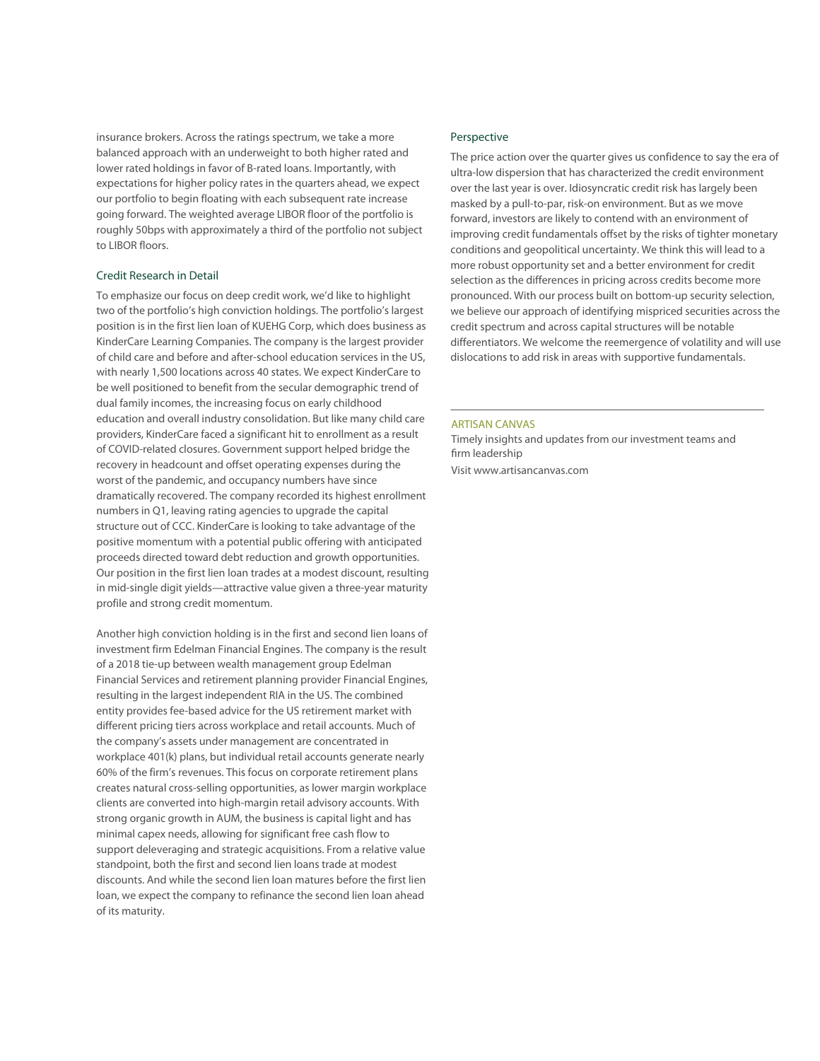insurance brokers. Across the ratings spectrum, we take a more balanced approach with an underweight to both higher rated and lower rated holdings in favor of B-rated loans. Importantly, with expectations for higher policy rates in the quarters ahead, we expect our portfolio to begin floating with each subsequent rate increase going forward. The weighted average LIBOR floor of the portfolio is roughly 50bps with approximately a third of the portfolio not subject to LIBOR floors.

## Credit Research in Detail

To emphasize our focus on deep credit work, we'd like to highlight two of the portfolio's high conviction holdings. The portfolio's largest position is in the first lien loan of KUEHG Corp, which does business as KinderCare Learning Companies. The company is the largest provider of child care and before and after-school education services in the US, with nearly 1,500 locations across 40 states. We expect KinderCare to be well positioned to benefit from the secular demographic trend of dual family incomes, the increasing focus on early childhood education and overall industry consolidation. But like many child care providers, KinderCare faced a significant hit to enrollment as a result of COVID-related closures. Government support helped bridge the recovery in headcount and offset operating expenses during the worst of the pandemic, and occupancy numbers have since dramatically recovered. The company recorded its highest enrollment numbers in Q1, leaving rating agencies to upgrade the capital structure out of CCC. KinderCare is looking to take advantage of the positive momentum with a potential public offering with anticipated proceeds directed toward debt reduction and growth opportunities. Our position in the first lien loan trades at a modest discount, resulting in mid-single digit yields—attractive value given a three-year maturity profile and strong credit momentum.

Another high conviction holding is in the first and second lien loans of investment firm Edelman Financial Engines. The company is the result of a 2018 tie-up between wealth management group Edelman Financial Services and retirement planning provider Financial Engines, resulting in the largest independent RIA in the US. The combined entity provides fee-based advice for the US retirement market with different pricing tiers across workplace and retail accounts. Much of the company's assets under management are concentrated in workplace 401(k) plans, but individual retail accounts generate nearly 60% of the firm's revenues. This focus on corporate retirement plans creates natural cross-selling opportunities, as lower margin workplace clients are converted into high-margin retail advisory accounts. With strong organic growth in AUM, the business is capital light and has minimal capex needs, allowing for significant free cash flow to support deleveraging and strategic acquisitions. From a relative value standpoint, both the first and second lien loans trade at modest discounts. And while the second lien loan matures before the first lien loan, we expect the company to refinance the second lien loan ahead of its maturity.

## Perspective

The price action over the quarter gives us confidence to say the era of ultra-low dispersion that has characterized the credit environment over the last year is over. Idiosyncratic credit risk has largely been masked by a pull-to-par, risk-on environment. But as we move forward, investors are likely to contend with an environment of improving credit fundamentals offset by the risks of tighter monetary conditions and geopolitical uncertainty. We think this will lead to a more robust opportunity set and a better environment for credit selection as the differences in pricing across credits become more pronounced. With our process built on bottom-up security selection, we believe our approach of identifying mispriced securities across the credit spectrum and across capital structures will be notable differentiators. We welcome the reemergence of volatility and will use dislocations to add risk in areas with supportive fundamentals.

---

ARTISAN CANVAS

Timely insights and updates from our investment teams and firm leadership

Visit www.artisancanvas.com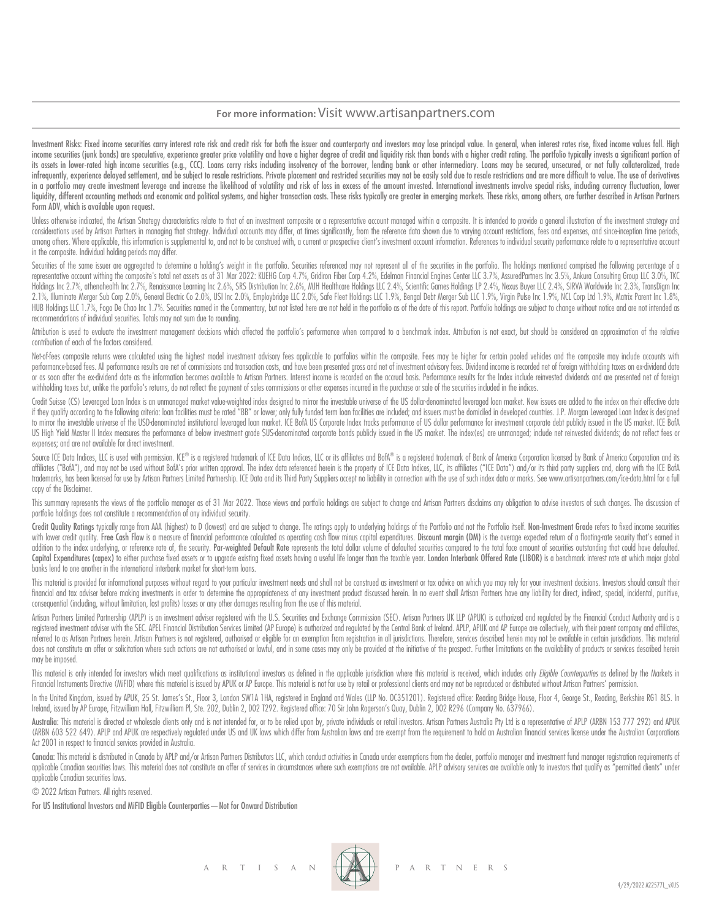For more information: Visit www.artisanpartners.com

Investment Risks: Fixed income securities carry interest rate risk and credit risk for both the issuer and counterparty and investors may lose principal value. In general, when interest rates rise, fixed income values fall. High income securities (junk bonds) are speculative, experience greater price volatility and have a higher degree of credit and liquidity risk than bonds with a higher credit rating. The portfolio typically invests a significant portion of its assets in lower-rated high income securities (e.g., CCC). Loans carry risks including insolvency of the borrower, lending bank or other intermediary. Loans may be secured, unsecured, or not fully collateralized, trade infrequently, experience delayed settlement, and be subject to resale restrictions. Private placement and restricted securities may not be easily sold due to resale restrictions and are more difficult to value. The use of derivatives in a portfolio may create investment leverage and increase the likelihood of volatility and risk of loss in excess of the amount invested. International investments involve special risks, including currency fluctuation, lower liquidity, different accounting methods and economic and political systems, and higher transaction costs. These risks typically are greater in emerging markets. These risks, among others, are further described in Artisan Partners Form ADV, which is available upon request.

Unless otherwise indicated, the Artisan Strategy characteristics relate to that of an investment composite or a representative account managed within a composite. It is intended to provide a general illustration of the investment strategy and considerations used by Artisan Partners in managing that strategy. Individual accounts may differ, at times significantly, from the reference data shown due to varying account restrictions, fees and expenses, and since-inception time periods, among others. Where applicable, this information is supplemental to, and not to be construed with, a current or prospective client's investment account information. References to individual security performance relate to a representative account in the composite. Individual holding periods may differ.

Securities of the same issuer are aggregated to determine a holding's weight in the portfolio. Securities referenced may not represent all of the securities in the portfolio. The holdings mentioned comprised the following percentage of a representative account withing the composite's total net assets as of 31 Mar 2022: KUEHG Corp 4.7%, Gridiron Fiber Corp 4.2%, Edelman Financial Engines Center LLC 3.7%, AssuredPartners Inc 3.5%, Ankura Consulting Group LLC 3.0%, TKC Holdings Inc 2.7%, athenahealth Inc 2.7%, Renaissance Learning Inc 2.6%, SRS Distribution Inc 2.6%, MJH Healthcare Holdings LLC 2.4%, Scientific Games Holdings LP 2.4%, Nexus Buyer LLC 2.4%, SIRVA Worldwide Inc 2.3%, TransDigm Inc 2.1%, Illuminate Merger Sub Corp 2.0%, General Electric Co 2.0%, USI Inc 2.0%, Employbridge LLC 2.0%, Safe Fleet Holdings LLC 1.9%, Bengal Debt Merger Sub LLC 1.9%, Virgin Pulse Inc 1.9%, NCL Corp Ltd 1.9%, Matrix Parent Inc 1.8%, HUB Holdings LLC 1.7%, Fogo De Chao Inc 1.7%. Securities named in the Commentary, but not listed here are not held in the portfolio as of the date of this report. Portfolio holdings are subject to change without notice and are not intended as recommendations of individual securities. Totals may not sum due to rounding.

Attribution is used to evaluate the investment management decisions which affected the portfolio's performance when compared to a benchmark index. Attribution is not exact, but should be considered an approximation of the relative contribution of each of the factors considered.

Net-of-fees composite returns were calculated using the highest model investment advisory fees applicable to portfolios within the composite. Fees may be higher for certain pooled vehicles and the composite may include accounts with performance-based fees. All performance results are net of commissions and transaction costs, and have been presented gross and net of investment advisory fees. Dividend income is recorded net of foreign withholding taxes on ex-dividend date or as soon after the ex-dividend date as the information becomes available to Artisan Partners. Interest income is recorded on the accrual basis. Performance results for the Index include reinvested dividends and are presented net of foreign withholding taxes but, unlike the portfolio's returns, do not reflect the payment of sales commissions or other expenses incurred in the purchase or sale of the securities included in the indices.

Credit Suisse (CS) Leveraged Loan Index is an unmanaged market value-weighted index designed to mirror the investable universe of the US dollar-denominated leveraged loan market. New issues are added to the index on their effective date if they qualify according to the following criteria: loan facilities must be rated "BB" or lower; only fully funded term loan facilities are included; and issuers must be domiciled in developed countries. J.P. Morgan Leveraged Loan Index is designed to mirror the investable universe of the USD-denominated institutional leveraged loan market. ICE BofA US Corporate Index tracks performance of US dollar performance for investment corporate debt publicly issued in the US market. ICE BofA US High Yield Master II Index measures the performance of below investment grade $US-denominated corporate bonds publicly issued in the US market. The index(es) are unmanaged; include net reinvested dividends; do not reflect fees or expenses; and are not available for direct investment.

Source ICE Data Indices, LLC is used with permission. ICE® is a registered trademark of ICE Data Indices, LLC or its affiliates and BofA® is a registered trademark of Bank of America Corporation licensed by Bank of America Corporation and its affiliates ("BofA"), and may not be used without BofA's prior written approval. The index data referenced herein is the property of ICE Data Indices, LLC, its affiliates ("ICE Data") and/or its third party suppliers and, along with the ICE BofA trademarks, has been licensed for use by Artisan Partners Limited Partnership. ICE Data and its Third Party Suppliers accept no liability in connection with the use of such index data or marks. See www.artisanpartners.com/ice-data.html for a full copy of the Disclaimer.

This summary represents the views of the portfolio manager as of 31 Mar 2022. Those views and portfolio holdings are subject to change and Artisan Partners disclaims any obligation to advise investors of such changes. The discussion of portfolio holdings does not constitute a recommendation of any individual security.

**Credit Quality Ratings** typically range from AAA (highest) to D (lowest) and are subject to change. The ratings apply to underlying holdings of the Portfolio and not the Portfolio itself. **Non-Investment Grade** refers to fixed income securities with lower credit quality. **Free Cash Flow** is a measure of financial performance calculated as operating cash flow minus capital expenditures. **Discount margin (DM)** is the average expected return of a floating-rate security that's earned in addition to the index underlying, or reference rate of, the security. **Par-weighted Default Rate** represents the total dollar volume of defaulted securities compared to the total face amount of securities outstanding that could have defaulted. **Capital Expenditures (capex)** to either purchase fixed assets or to upgrade existing fixed assets having a useful life longer than the taxable year. **London Interbank Offered Rate (LIBOR)** is a benchmark interest rate at which major global banks lend to one another in the international interbank market for short-term loans.

This material is provided for informational purposes without regard to your particular investment needs and shall not be construed as investment or tax advice on which you may rely for your investment decisions. Investors should consult their financial and tax adviser before making investments in order to determine the appropriateness of any investment product discussed herein. In no event shall Artisan Partners have any liability for direct, indirect, special, incidental, punitive, consequential (including, without limitation, lost profits) losses or any other damages resulting from the use of this material.

Artisan Partners Limited Partnership (APLP) is an investment adviser registered with the U.S. Securities and Exchange Commission (SEC). Artisan Partners UK LLP (APUK) is authorized and regulated by the Financial Conduct Authority and is a registered investment adviser with the SEC. APEL Financial Distribution Services Limited (AP Europe) is authorized and regulated by the Central Bank of Ireland. APLP, APUK and AP Europe are collectively, with their parent company and affiliates, referred to as Artisan Partners herein. Artisan Partners is not registered, authorised or eligible for an exemption from registration in all jurisdictions. Therefore, services described herein may not be available in certain jurisdictions. This material does not constitute an offer or solicitation where such actions are not authorised or lawful, and in some cases may only be provided at the initiative of the prospect. Further limitations on the availability of products or services described herein may be imposed.

This material is only intended for investors which meet qualifications as institutional investors as defined in the applicable jurisdiction where this material is received, which includes only *Eligible Counterparties* as defined by the Markets in Financial Instruments Directive (MiFID) where this material is issued by APUK or AP Europe. This material is not for use by retail or professional clients and may not be reproduced or distributed without Artisan Partners' permission.

In the United Kingdom, issued by APUK, 25 St. James's St., Floor 3, London SW1A 1HA, registered in England and Wales (LLP No. OC351201). Registered office: Reading Bridge House, Floor 4, George St., Reading, Berkshire RG1 8LS. In Ireland, issued by AP Europe, Fitzwilliam Hall, Fitzwilliam Pl, Ste. 202, Dublin 2, D02 T292. Registered office: 70 Sir John Rogerson's Quay, Dublin 2, D02 R296 (Company No. 637966).

**Australia:** This material is directed at wholesale clients only and is not intended for, or to be relied upon by, private individuals or retail investors. Artisan Partners Australia Pty Ltd is a representative of APLP (ARBN 153 777 292) and APUK (ARBN 603 522 649). APLP and APUK are respectively regulated under US and UK laws which differ from Australian laws and are exempt from the requirement to hold an Australian financial services license under the Australian Corporations Act 2001 in respect to financial services provided in Australia.

**Canada:** This material is distributed in Canada by APLP and/or Artisan Partners Distributors LLC, which conduct activities in Canada under exemptions from the dealer, portfolio manager and investment fund manager registration requirements of applicable Canadian securities laws. This material does not constitute an offer of services in circumstances where such exemptions are not available. APLP advisory services are available only to investors that qualify as "permitted clients" under applicable Canadian securities laws.

© 2022 Artisan Partners. All rights reserved.

**For US Institutional Investors and MiFID Eligible Counterparties—Not for Onward Distribution**

ARTISAN PARTNERS

4/29/2022 A22577L_vXUS